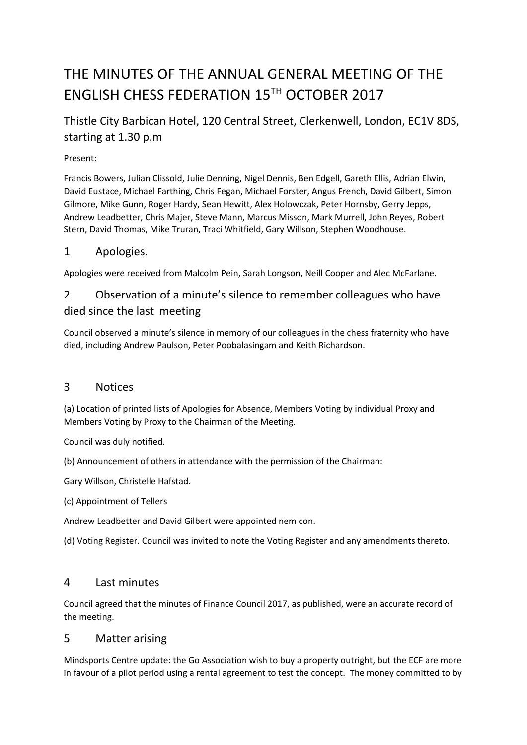# THE MINUTES OF THE ANNUAL GENERAL MEETING OF THE ENGLISH CHESS FEDERATION 15TH OCTOBER 2017

## Thistle City Barbican Hotel, 120 Central Street, Clerkenwell, London, EC1V 8DS, starting at 1.30 p.m

Present:

Francis Bowers, Julian Clissold, Julie Denning, Nigel Dennis, Ben Edgell, Gareth Ellis, Adrian Elwin, David Eustace, Michael Farthing, Chris Fegan, Michael Forster, Angus French, David Gilbert, Simon Gilmore, Mike Gunn, Roger Hardy, Sean Hewitt, Alex Holowczak, Peter Hornsby, Gerry Jepps, Andrew Leadbetter, Chris Majer, Steve Mann, Marcus Misson, Mark Murrell, John Reyes, Robert Stern, David Thomas, Mike Truran, Traci Whitfield, Gary Willson, Stephen Woodhouse.

## 1 Apologies.

Apologies were received from Malcolm Pein, Sarah Longson, Neill Cooper and Alec McFarlane.

## 2 Observation of a minute's silence to remember colleagues who have died since the last meeting

Council observed a minute's silence in memory of our colleagues in the chess fraternity who have died, including Andrew Paulson, Peter Poobalasingam and Keith Richardson.

## 3 Notices

(a) Location of printed lists of Apologies for Absence, Members Voting by individual Proxy and Members Voting by Proxy to the Chairman of the Meeting.

Council was duly notified.

(b) Announcement of others in attendance with the permission of the Chairman:

Gary Willson, Christelle Hafstad.

(c) Appointment of Tellers

Andrew Leadbetter and David Gilbert were appointed nem con.

(d) Voting Register. Council was invited to note the Voting Register and any amendments thereto.

## 4 Last minutes

Council agreed that the minutes of Finance Council 2017, as published, were an accurate record of the meeting.

## 5 Matter arising

Mindsports Centre update: the Go Association wish to buy a property outright, but the ECF are more in favour of a pilot period using a rental agreement to test the concept. The money committed to by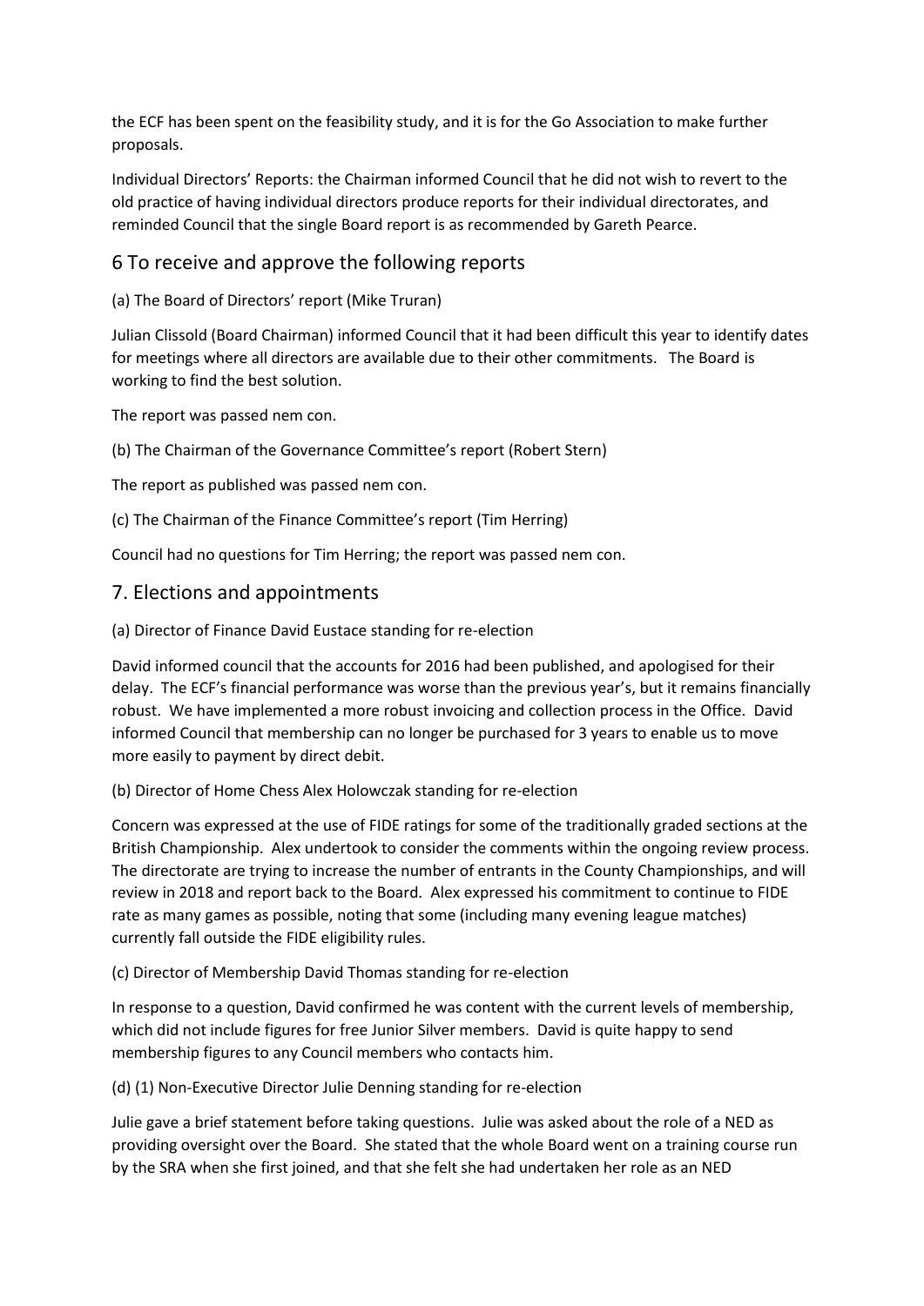the ECF has been spent on the feasibility study, and it is for the Go Association to make further proposals.

Individual Directors' Reports: the Chairman informed Council that he did not wish to revert to the old practice of having individual directors produce reports for their individual directorates, and reminded Council that the single Board report is as recommended by Gareth Pearce.

## 6 To receive and approve the following reports

(a) The Board of Directors' report (Mike Truran)

Julian Clissold (Board Chairman) informed Council that it had been difficult this year to identify dates for meetings where all directors are available due to their other commitments. The Board is working to find the best solution.

The report was passed nem con.

(b) The Chairman of the Governance Committee's report (Robert Stern)

The report as published was passed nem con.

(c) The Chairman of the Finance Committee's report (Tim Herring)

Council had no questions for Tim Herring; the report was passed nem con.

## 7. Elections and appointments

(a) Director of Finance David Eustace standing for re-election

David informed council that the accounts for 2016 had been published, and apologised for their delay. The ECF's financial performance was worse than the previous year's, but it remains financially robust. We have implemented a more robust invoicing and collection process in the Office. David informed Council that membership can no longer be purchased for 3 years to enable us to move more easily to payment by direct debit.

(b) Director of Home Chess Alex Holowczak standing for re-election

Concern was expressed at the use of FIDE ratings for some of the traditionally graded sections at the British Championship. Alex undertook to consider the comments within the ongoing review process. The directorate are trying to increase the number of entrants in the County Championships, and will review in 2018 and report back to the Board. Alex expressed his commitment to continue to FIDE rate as many games as possible, noting that some (including many evening league matches) currently fall outside the FIDE eligibility rules.

(c) Director of Membership David Thomas standing for re-election

In response to a question, David confirmed he was content with the current levels of membership, which did not include figures for free Junior Silver members. David is quite happy to send membership figures to any Council members who contacts him.

(d) (1) Non-Executive Director Julie Denning standing for re-election

Julie gave a brief statement before taking questions. Julie was asked about the role of a NED as providing oversight over the Board. She stated that the whole Board went on a training course run by the SRA when she first joined, and that she felt she had undertaken her role as an NED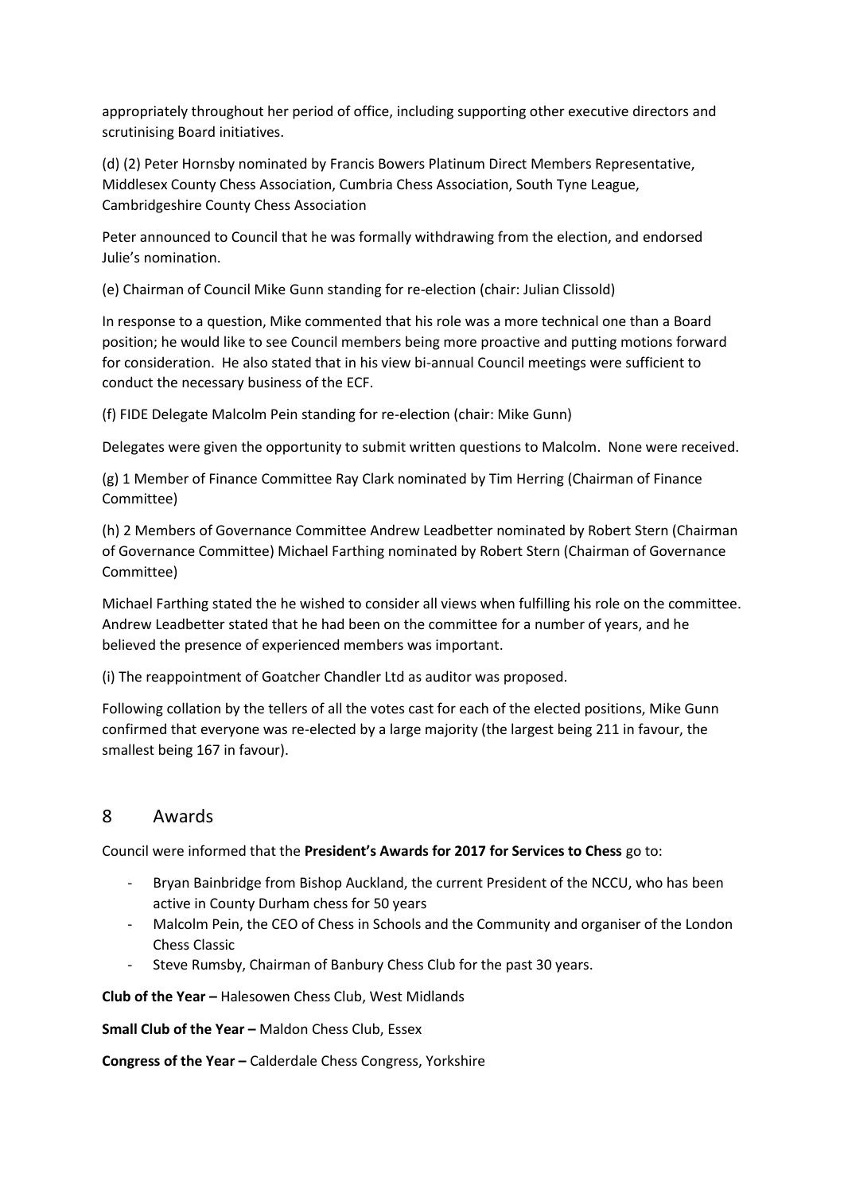appropriately throughout her period of office, including supporting other executive directors and scrutinising Board initiatives.

(d) (2) Peter Hornsby nominated by Francis Bowers Platinum Direct Members Representative, Middlesex County Chess Association, Cumbria Chess Association, South Tyne League, Cambridgeshire County Chess Association

Peter announced to Council that he was formally withdrawing from the election, and endorsed Julie's nomination.

(e) Chairman of Council Mike Gunn standing for re-election (chair: Julian Clissold)

In response to a question, Mike commented that his role was a more technical one than a Board position; he would like to see Council members being more proactive and putting motions forward for consideration. He also stated that in his view bi-annual Council meetings were sufficient to conduct the necessary business of the ECF.

(f) FIDE Delegate Malcolm Pein standing for re-election (chair: Mike Gunn)

Delegates were given the opportunity to submit written questions to Malcolm. None were received.

(g) 1 Member of Finance Committee Ray Clark nominated by Tim Herring (Chairman of Finance Committee)

(h) 2 Members of Governance Committee Andrew Leadbetter nominated by Robert Stern (Chairman of Governance Committee) Michael Farthing nominated by Robert Stern (Chairman of Governance Committee)

Michael Farthing stated the he wished to consider all views when fulfilling his role on the committee. Andrew Leadbetter stated that he had been on the committee for a number of years, and he believed the presence of experienced members was important.

(i) The reappointment of Goatcher Chandler Ltd as auditor was proposed.

Following collation by the tellers of all the votes cast for each of the elected positions, Mike Gunn confirmed that everyone was re-elected by a large majority (the largest being 211 in favour, the smallest being 167 in favour).

## 8 Awards

Council were informed that the **President's Awards for 2017 for Services to Chess** go to:

- Bryan Bainbridge from Bishop Auckland, the current President of the NCCU, who has been active in County Durham chess for 50 years
- Malcolm Pein, the CEO of Chess in Schools and the Community and organiser of the London Chess Classic
- Steve Rumsby, Chairman of Banbury Chess Club for the past 30 years.

**Club of the Year –** Halesowen Chess Club, West Midlands

**Small Club of the Year –** Maldon Chess Club, Essex

**Congress of the Year –** Calderdale Chess Congress, Yorkshire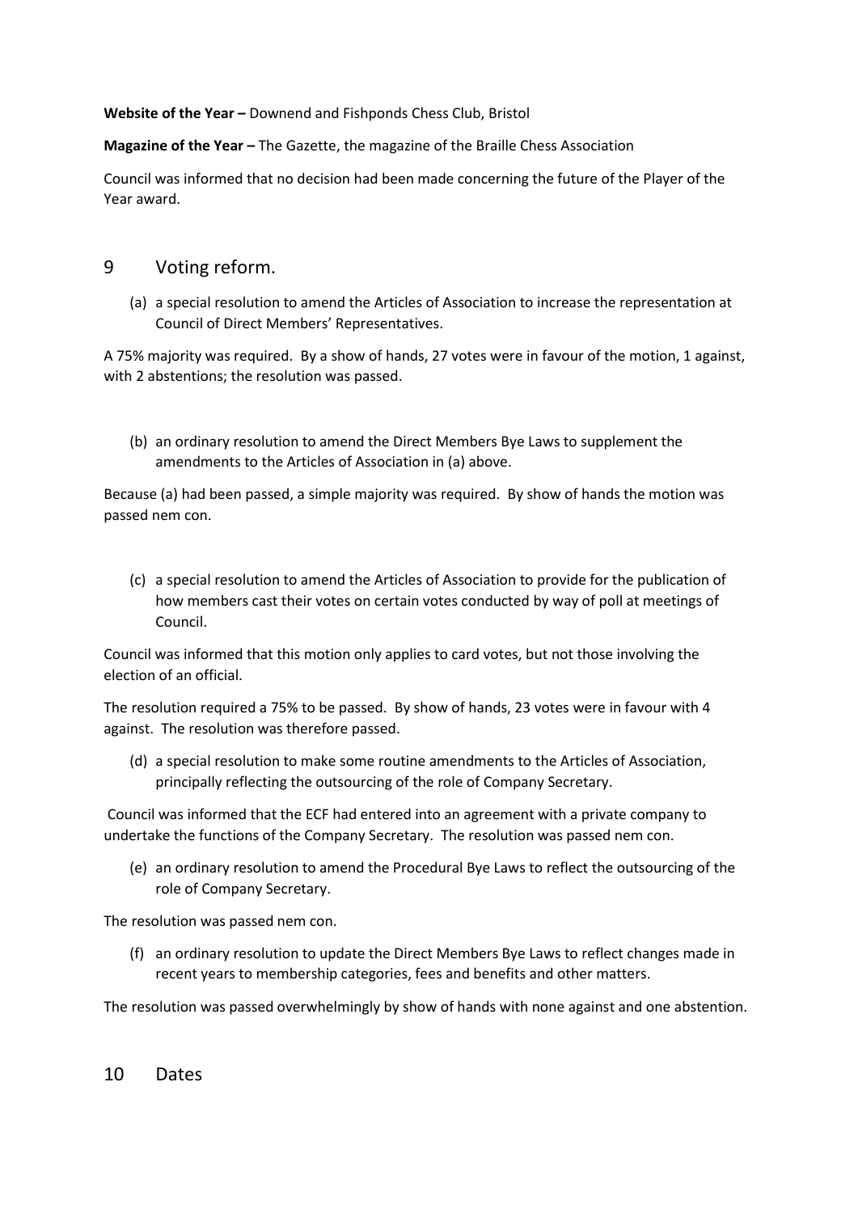**Website of the Year –** Downend and Fishponds Chess Club, Bristol

**Magazine of the Year –** The Gazette, the magazine of the Braille Chess Association

Council was informed that no decision had been made concerning the future of the Player of the Year award.

## 9 Voting reform.

(a) a special resolution to amend the Articles of Association to increase the representation at Council of Direct Members' Representatives.

A 75% majority was required. By a show of hands, 27 votes were in favour of the motion, 1 against, with 2 abstentions; the resolution was passed.

(b) an ordinary resolution to amend the Direct Members Bye Laws to supplement the amendments to the Articles of Association in (a) above.

Because (a) had been passed, a simple majority was required. By show of hands the motion was passed nem con.

(c) a special resolution to amend the Articles of Association to provide for the publication of how members cast their votes on certain votes conducted by way of poll at meetings of Council.

Council was informed that this motion only applies to card votes, but not those involving the election of an official.

The resolution required a 75% to be passed. By show of hands, 23 votes were in favour with 4 against. The resolution was therefore passed.

(d) a special resolution to make some routine amendments to the Articles of Association, principally reflecting the outsourcing of the role of Company Secretary.

Council was informed that the ECF had entered into an agreement with a private company to undertake the functions of the Company Secretary. The resolution was passed nem con.

(e) an ordinary resolution to amend the Procedural Bye Laws to reflect the outsourcing of the role of Company Secretary.

The resolution was passed nem con.

(f) an ordinary resolution to update the Direct Members Bye Laws to reflect changes made in recent years to membership categories, fees and benefits and other matters.

The resolution was passed overwhelmingly by show of hands with none against and one abstention.

## 10 Dates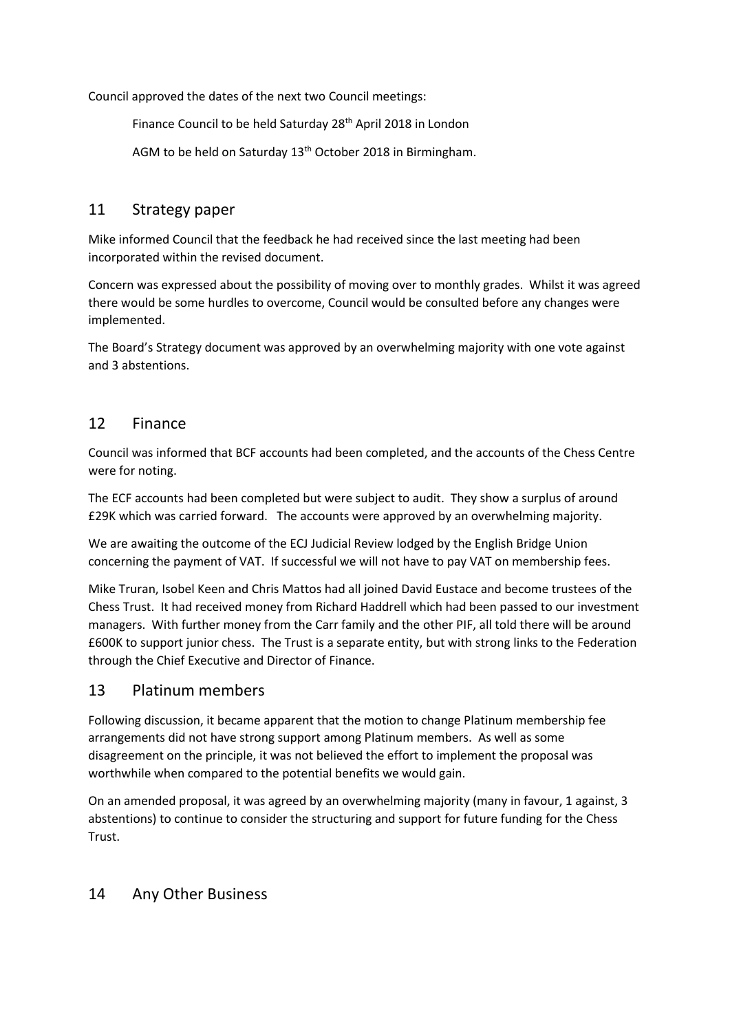Council approved the dates of the next two Council meetings:

Finance Council to be held Saturday 28th April 2018 in London

AGM to be held on Saturday 13th October 2018 in Birmingham.

## 11 Strategy paper

Mike informed Council that the feedback he had received since the last meeting had been incorporated within the revised document.

Concern was expressed about the possibility of moving over to monthly grades. Whilst it was agreed there would be some hurdles to overcome, Council would be consulted before any changes were implemented.

The Board's Strategy document was approved by an overwhelming majority with one vote against and 3 abstentions.

## 12 Finance

Council was informed that BCF accounts had been completed, and the accounts of the Chess Centre were for noting.

The ECF accounts had been completed but were subject to audit. They show a surplus of around £29K which was carried forward. The accounts were approved by an overwhelming majority.

We are awaiting the outcome of the ECJ Judicial Review lodged by the English Bridge Union concerning the payment of VAT. If successful we will not have to pay VAT on membership fees.

Mike Truran, Isobel Keen and Chris Mattos had all joined David Eustace and become trustees of the Chess Trust. It had received money from Richard Haddrell which had been passed to our investment managers. With further money from the Carr family and the other PIF, all told there will be around £600K to support junior chess. The Trust is a separate entity, but with strong links to the Federation through the Chief Executive and Director of Finance.

## 13 Platinum members

Following discussion, it became apparent that the motion to change Platinum membership fee arrangements did not have strong support among Platinum members. As well as some disagreement on the principle, it was not believed the effort to implement the proposal was worthwhile when compared to the potential benefits we would gain.

On an amended proposal, it was agreed by an overwhelming majority (many in favour, 1 against, 3 abstentions) to continue to consider the structuring and support for future funding for the Chess Trust.

## 14 Any Other Business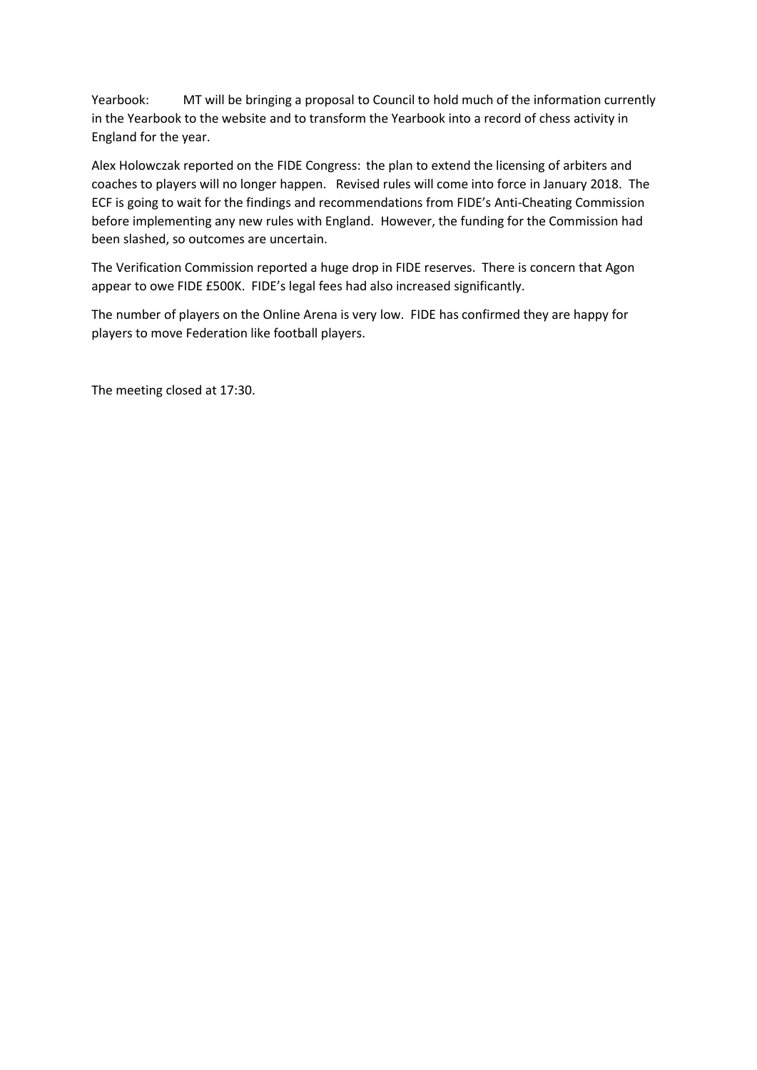Yearbook: MT will be bringing a proposal to Council to hold much of the information currently in the Yearbook to the website and to transform the Yearbook into a record of chess activity in England for the year.

Alex Holowczak reported on the FIDE Congress: the plan to extend the licensing of arbiters and coaches to players will no longer happen. Revised rules will come into force in January 2018. The ECF is going to wait for the findings and recommendations from FIDE's Anti-Cheating Commission before implementing any new rules with England. However, the funding for the Commission had been slashed, so outcomes are uncertain.

The Verification Commission reported a huge drop in FIDE reserves. There is concern that Agon appear to owe FIDE £500K. FIDE's legal fees had also increased significantly.

The number of players on the Online Arena is very low. FIDE has confirmed they are happy for players to move Federation like football players.

The meeting closed at 17:30.